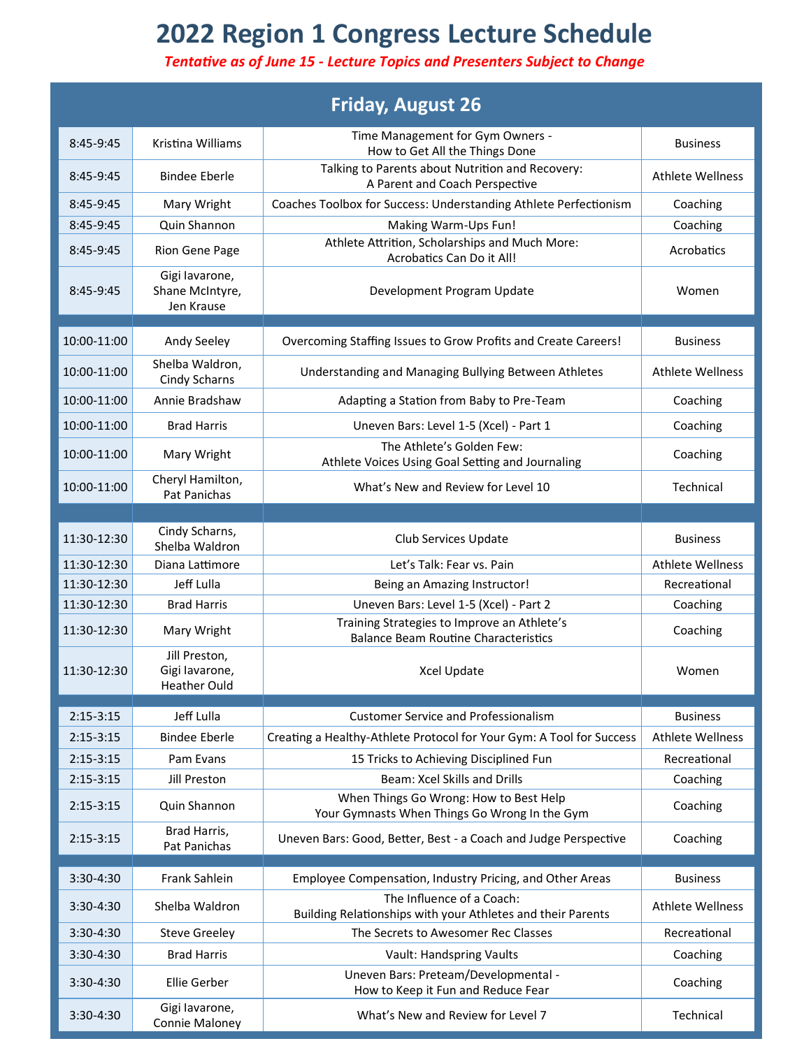# 2022 Region 1 Congress Lecture Schedule

*Tentative as of June 15 - Lecture Topics and Presenters Subject to Change*

## Friday, August 26

| Time | Presenter | Topic | Category |
|---|---|---|---|
| 8:45-9:45 | Kristina Williams | Time Management for Gym Owners - How to Get All the Things Done | Business |
| 8:45-9:45 | Bindee Eberle | Talking to Parents about Nutrition and Recovery: A Parent and Coach Perspective | Athlete Wellness |
| 8:45-9:45 | Mary Wright | Coaches Toolbox for Success: Understanding Athlete Perfectionism | Coaching |
| 8:45-9:45 | Quin Shannon | Making Warm-Ups Fun! | Coaching |
| 8:45-9:45 | Rion Gene Page | Athlete Attrition, Scholarships and Much More: Acrobatics Can Do it All! | Acrobatics |
| 8:45-9:45 | Gigi Iavarone, Shane McIntyre, Jen Krause | Development Program Update | Women |
| | | | |
| 10:00-11:00 | Andy Seeley | Overcoming Staffing Issues to Grow Profits and Create Careers! | Business |
| 10:00-11:00 | Shelba Waldron, Cindy Scharns | Understanding and Managing Bullying Between Athletes | Athlete Wellness |
| 10:00-11:00 | Annie Bradshaw | Adapting a Station from Baby to Pre-Team | Coaching |
| 10:00-11:00 | Brad Harris | Uneven Bars: Level 1-5 (Xcel) - Part 1 | Coaching |
| 10:00-11:00 | Mary Wright | The Athlete's Golden Few: Athlete Voices Using Goal Setting and Journaling | Coaching |
| 10:00-11:00 | Cheryl Hamilton, Pat Panichas | What's New and Review for Level 10 | Technical |
| | | | |
| 11:30-12:30 | Cindy Scharns, Shelba Waldron | Club Services Update | Business |
| 11:30-12:30 | Diana Lattimore | Let's Talk: Fear vs. Pain | Athlete Wellness |
| 11:30-12:30 | Jeff Lulla | Being an Amazing Instructor! | Recreational |
| 11:30-12:30 | Brad Harris | Uneven Bars: Level 1-5 (Xcel) - Part 2 | Coaching |
| 11:30-12:30 | Mary Wright | Training Strategies to Improve an Athlete's Balance Beam Routine Characteristics | Coaching |
| 11:30-12:30 | Jill Preston, Gigi Iavarone, Heather Ould | Xcel Update | Women |
| | | | |
| 2:15-3:15 | Jeff Lulla | Customer Service and Professionalism | Business |
| 2:15-3:15 | Bindee Eberle | Creating a Healthy-Athlete Protocol for Your Gym: A Tool for Success | Athlete Wellness |
| 2:15-3:15 | Pam Evans | 15 Tricks to Achieving Disciplined Fun | Recreational |
| 2:15-3:15 | Jill Preston | Beam: Xcel Skills and Drills | Coaching |
| 2:15-3:15 | Quin Shannon | When Things Go Wrong: How to Best Help Your Gymnasts When Things Go Wrong In the Gym | Coaching |
| 2:15-3:15 | Brad Harris, Pat Panichas | Uneven Bars: Good, Better, Best - a Coach and Judge Perspective | Coaching |
| | | | |
| 3:30-4:30 | Frank Sahlein | Employee Compensation, Industry Pricing, and Other Areas | Business |
| 3:30-4:30 | Shelba Waldron | The Influence of a Coach: Building Relationships with your Athletes and their Parents | Athlete Wellness |
| 3:30-4:30 | Steve Greeley | The Secrets to Awesomer Rec Classes | Recreational |
| 3:30-4:30 | Brad Harris | Vault: Handspring Vaults | Coaching |
| 3:30-4:30 | Ellie Gerber | Uneven Bars: Preteam/Developmental - How to Keep it Fun and Reduce Fear | Coaching |
| 3:30-4:30 | Gigi Iavarone, Connie Maloney | What's New and Review for Level 7 | Technical |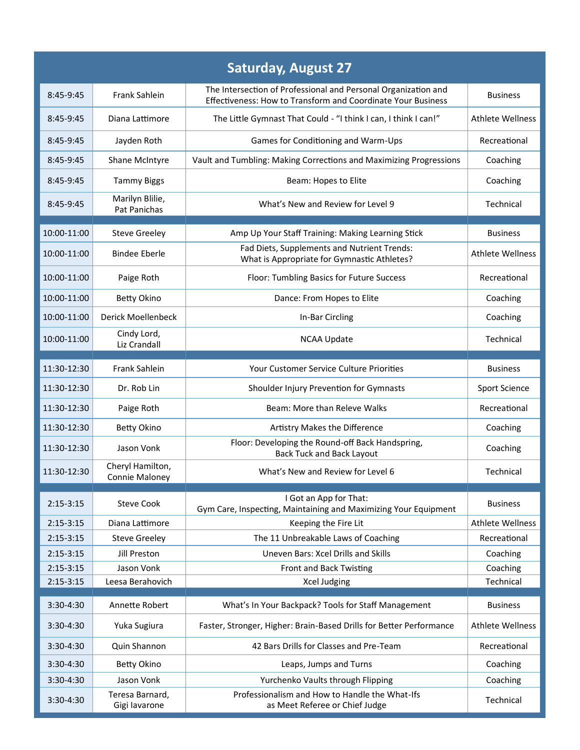## Saturday, August 27

| Time | Presenter | Session | Track |
|---|---|---|---|
| 8:45-9:45 | Frank Sahlein | The Intersection of Professional and Personal Organization and Effectiveness: How to Transform and Coordinate Your Business | Business |
| 8:45-9:45 | Diana Lattimore | The Little Gymnast That Could - “I think I can, I think I can!” | Athlete Wellness |
| 8:45-9:45 | Jayden Roth | Games for Conditioning and Warm-Ups | Recreational |
| 8:45-9:45 | Shane McIntyre | Vault and Tumbling: Making Corrections and Maximizing Progressions | Coaching |
| 8:45-9:45 | Tammy Biggs | Beam: Hopes to Elite | Coaching |
| 8:45-9:45 | Marilyn Blilie, Pat Panichas | What’s New and Review for Level 9 | Technical |
| 10:00-11:00 | Steve Greeley | Amp Up Your Staff Training: Making Learning Stick | Business |
| 10:00-11:00 | Bindee Eberle | Fad Diets, Supplements and Nutrient Trends: What is Appropriate for Gymnastic Athletes? | Athlete Wellness |
| 10:00-11:00 | Paige Roth | Floor: Tumbling Basics for Future Success | Recreational |
| 10:00-11:00 | Betty Okino | Dance: From Hopes to Elite | Coaching |
| 10:00-11:00 | Derick Moellenbeck | In-Bar Circling | Coaching |
| 10:00-11:00 | Cindy Lord, Liz Crandall | NCAA Update | Technical |
| 11:30-12:30 | Frank Sahlein | Your Customer Service Culture Priorities | Business |
| 11:30-12:30 | Dr. Rob Lin | Shoulder Injury Prevention for Gymnasts | Sport Science |
| 11:30-12:30 | Paige Roth | Beam: More than Releve Walks | Recreational |
| 11:30-12:30 | Betty Okino | Artistry Makes the Difference | Coaching |
| 11:30-12:30 | Jason Vonk | Floor: Developing the Round-off Back Handspring, Back Tuck and Back Layout | Coaching |
| 11:30-12:30 | Cheryl Hamilton, Connie Maloney | What’s New and Review for Level 6 | Technical |
| 2:15-3:15 | Steve Cook | I Got an App for That: Gym Care, Inspecting, Maintaining and Maximizing Your Equipment | Business |
| 2:15-3:15 | Diana Lattimore | Keeping the Fire Lit | Athlete Wellness |
| 2:15-3:15 | Steve Greeley | The 11 Unbreakable Laws of Coaching | Recreational |
| 2:15-3:15 | Jill Preston | Uneven Bars: Xcel Drills and Skills | Coaching |
| 2:15-3:15 | Jason Vonk | Front and Back Twisting | Coaching |
| 2:15-3:15 | Leesa Berahovich | Xcel Judging | Technical |
| 3:30-4:30 | Annette Robert | What’s In Your Backpack? Tools for Staff Management | Business |
| 3:30-4:30 | Yuka Sugiura | Faster, Stronger, Higher: Brain-Based Drills for Better Performance | Athlete Wellness |
| 3:30-4:30 | Quin Shannon | 42 Bars Drills for Classes and Pre-Team | Recreational |
| 3:30-4:30 | Betty Okino | Leaps, Jumps and Turns | Coaching |
| 3:30-4:30 | Jason Vonk | Yurchenko Vaults through Flipping | Coaching |
| 3:30-4:30 | Teresa Barnard, Gigi Iavarone | Professionalism and How to Handle the What-Ifs as Meet Referee or Chief Judge | Technical |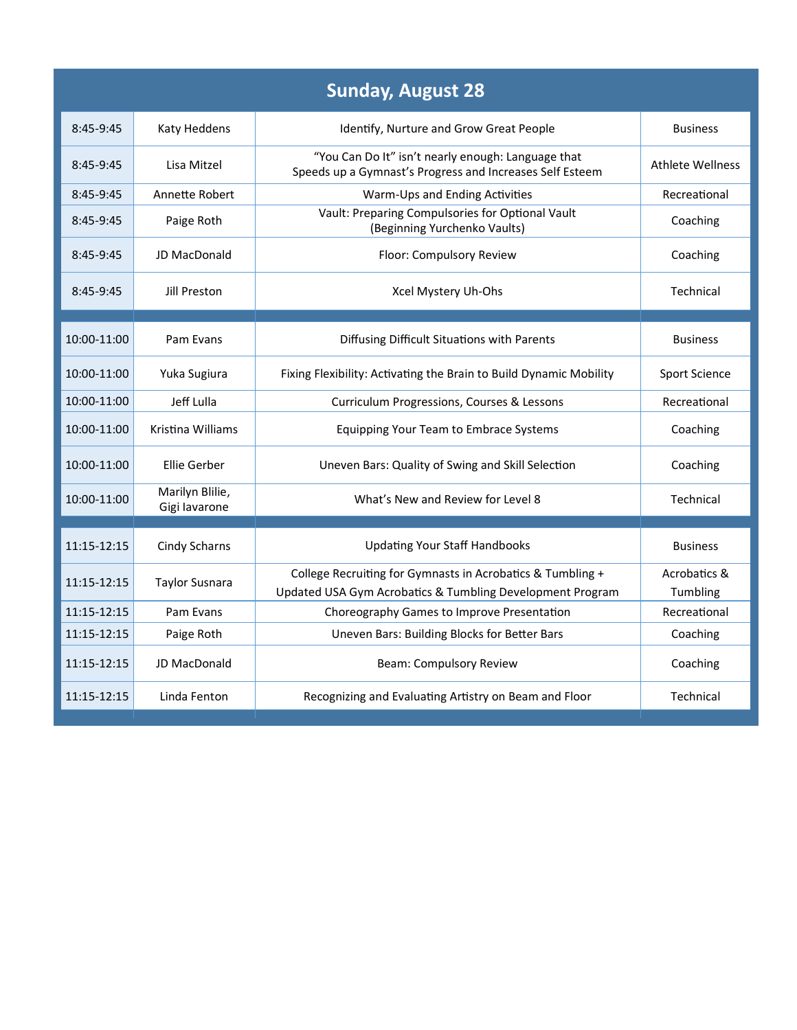## Sunday, August 28

| | | | |
|---|---|---|---|
| 8:45-9:45 | Katy Heddens | Identify, Nurture and Grow Great People | Business |
| 8:45-9:45 | Lisa Mitzel | "You Can Do It" isn't nearly enough: Language that Speeds up a Gymnast's Progress and Increases Self Esteem | Athlete Wellness |
| 8:45-9:45 | Annette Robert | Warm-Ups and Ending Activities | Recreational |
| 8:45-9:45 | Paige Roth | Vault: Preparing Compulsories for Optional Vault (Beginning Yurchenko Vaults) | Coaching |
| 8:45-9:45 | JD MacDonald | Floor: Compulsory Review | Coaching |
| 8:45-9:45 | Jill Preston | Xcel Mystery Uh-Ohs | Technical |
| | | | |
| 10:00-11:00 | Pam Evans | Diffusing Difficult Situations with Parents | Business |
| 10:00-11:00 | Yuka Sugiura | Fixing Flexibility: Activating the Brain to Build Dynamic Mobility | Sport Science |
| 10:00-11:00 | Jeff Lulla | Curriculum Progressions, Courses & Lessons | Recreational |
| 10:00-11:00 | Kristina Williams | Equipping Your Team to Embrace Systems | Coaching |
| 10:00-11:00 | Ellie Gerber | Uneven Bars: Quality of Swing and Skill Selection | Coaching |
| 10:00-11:00 | Marilyn Blilie, Gigi Iavarone | What's New and Review for Level 8 | Technical |
| | | | |
| 11:15-12:15 | Cindy Scharns | Updating Your Staff Handbooks | Business |
| 11:15-12:15 | Taylor Susnara | College Recruiting for Gymnasts in Acrobatics & Tumbling + Updated USA Gym Acrobatics & Tumbling Development Program | Acrobatics & Tumbling |
| 11:15-12:15 | Pam Evans | Choreography Games to Improve Presentation | Recreational |
| 11:15-12:15 | Paige Roth | Uneven Bars: Building Blocks for Better Bars | Coaching |
| 11:15-12:15 | JD MacDonald | Beam: Compulsory Review | Coaching |
| 11:15-12:15 | Linda Fenton | Recognizing and Evaluating Artistry on Beam and Floor | Technical |